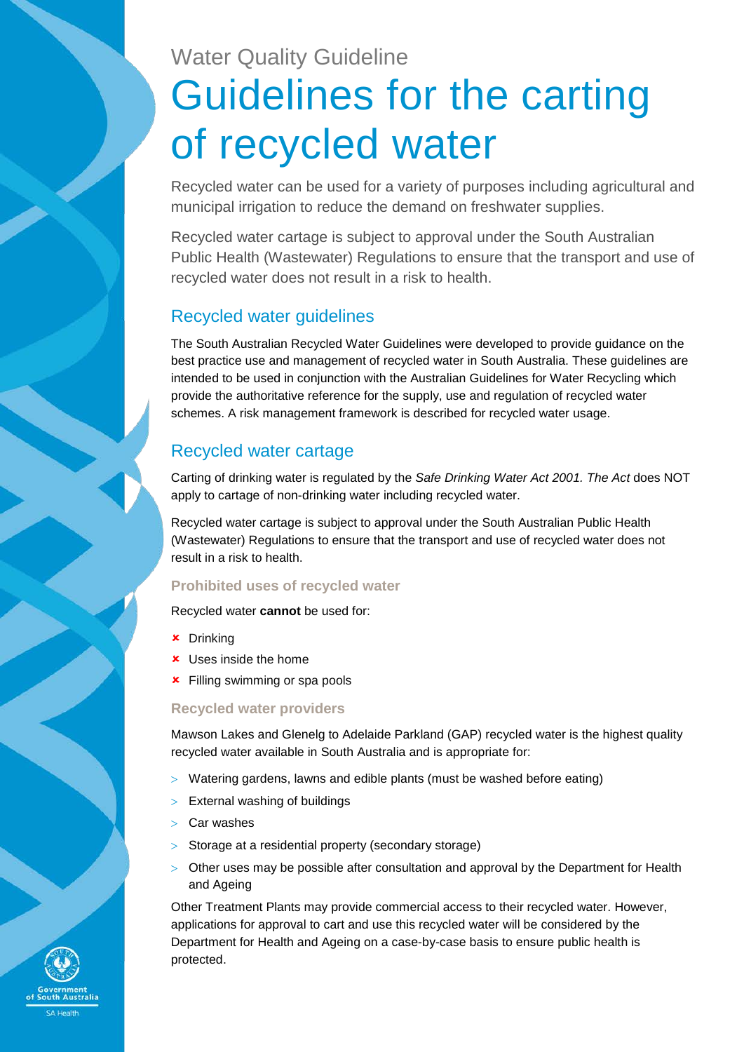Water Quality Guideline

# Guidelines for the carting of recycled water

Recycled water can be used for a variety of purposes including agricultural and municipal irrigation to reduce the demand on freshwater supplies.

Recycled water cartage is subject to approval under the South Australian Public Health (Wastewater) Regulations to ensure that the transport and use of recycled water does not result in a risk to health.

## Recycled water guidelines

The South Australian Recycled Water Guidelines were developed to provide guidance on the best practice use and management of recycled water in South Australia. These guidelines are intended to be used in conjunction with the Australian Guidelines for Water Recycling which provide the authoritative reference for the supply, use and regulation of recycled water schemes. A risk management framework is described for recycled water usage.

## Recycled water cartage

Carting of drinking water is regulated by the *Safe Drinking Water Act 2001. The Act* does NOT apply to cartage of non-drinking water including recycled water.

Recycled water cartage is subject to approval under the South Australian Public Health (Wastewater) Regulations to ensure that the transport and use of recycled water does not result in a risk to health.

### Prohibited uses of recycled water

Recycled water **cannot** be used for:

- ✘ Drinking
- ✘ Uses inside the home
- ✘ Filling swimming or spa pools

### Recycled water providers

Mawson Lakes and Glenelg to Adelaide Parkland (GAP) recycled water is the highest quality recycled water available in South Australia and is appropriate for:

- Watering gardens, lawns and edible plants (must be washed before eating)
- External washing of buildings
- Car washes
- Storage at a residential property (secondary storage)
- Other uses may be possible after consultation and approval by the Department for Health and Ageing

Other Treatment Plants may provide commercial access to their recycled water. However, applications for approval to cart and use this recycled water will be considered by the Department for Health and Ageing on a case-by-case basis to ensure public health is protected.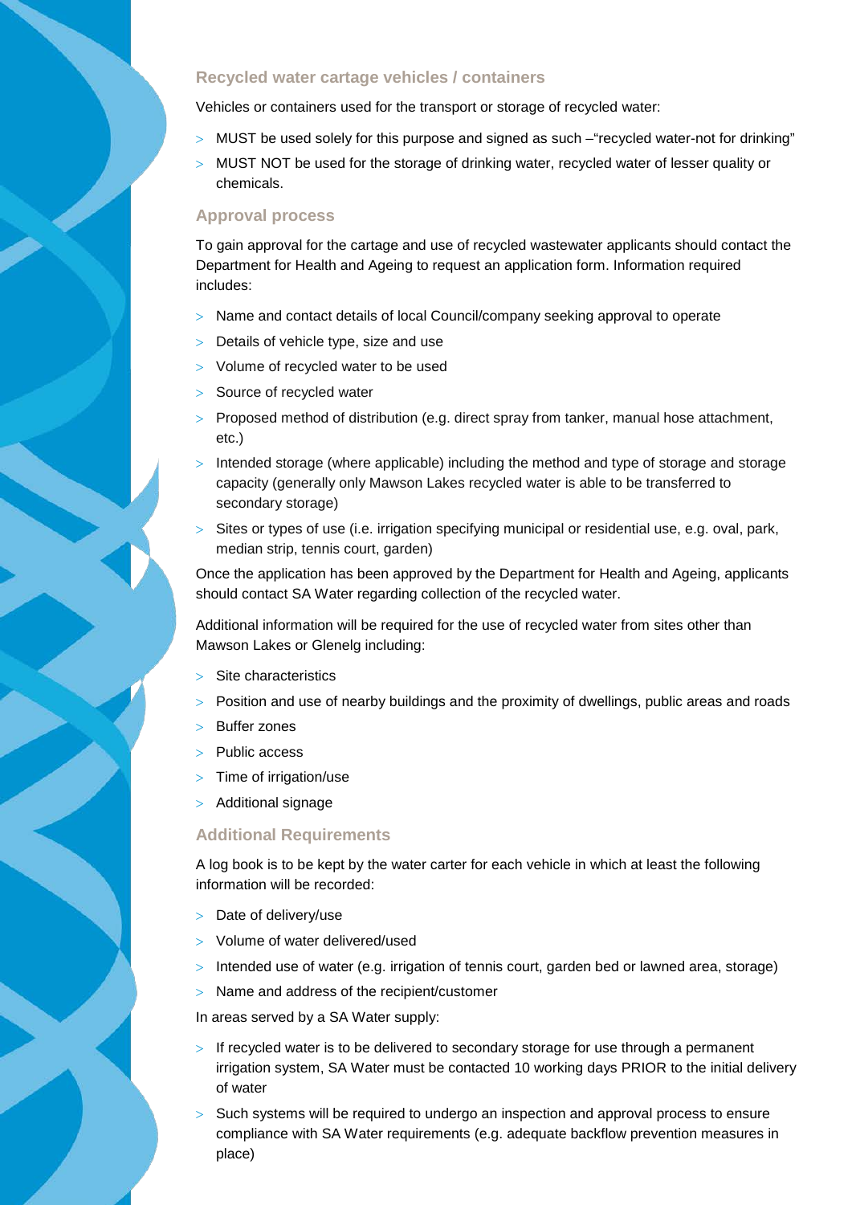### Recycled water cartage vehicles / containers

Vehicles or containers used for the transport or storage of recycled water:

- MUST be used solely for this purpose and signed as such –"recycled water-not for drinking"
- MUST NOT be used for the storage of drinking water, recycled water of lesser quality or chemicals.

### Approval process

To gain approval for the cartage and use of recycled wastewater applicants should contact the Department for Health and Ageing to request an application form. Information required includes:

- Name and contact details of local Council/company seeking approval to operate
- Details of vehicle type, size and use
- Volume of recycled water to be used
- Source of recycled water
- Proposed method of distribution (e.g. direct spray from tanker, manual hose attachment, etc.)
- Intended storage (where applicable) including the method and type of storage and storage capacity (generally only Mawson Lakes recycled water is able to be transferred to secondary storage)
- Sites or types of use (i.e. irrigation specifying municipal or residential use, e.g. oval, park, median strip, tennis court, garden)

Once the application has been approved by the Department for Health and Ageing, applicants should contact SA Water regarding collection of the recycled water.

Additional information will be required for the use of recycled water from sites other than Mawson Lakes or Glenelg including:

- Site characteristics
- Position and use of nearby buildings and the proximity of dwellings, public areas and roads
- Buffer zones
- Public access
- Time of irrigation/use
- Additional signage

### Additional Requirements

A log book is to be kept by the water carter for each vehicle in which at least the following information will be recorded:

- Date of delivery/use
- Volume of water delivered/used
- Intended use of water (e.g. irrigation of tennis court, garden bed or lawned area, storage)
- Name and address of the recipient/customer

In areas served by a SA Water supply:

- If recycled water is to be delivered to secondary storage for use through a permanent irrigation system, SA Water must be contacted 10 working days PRIOR to the initial delivery of water
- Such systems will be required to undergo an inspection and approval process to ensure compliance with SA Water requirements (e.g. adequate backflow prevention measures in place)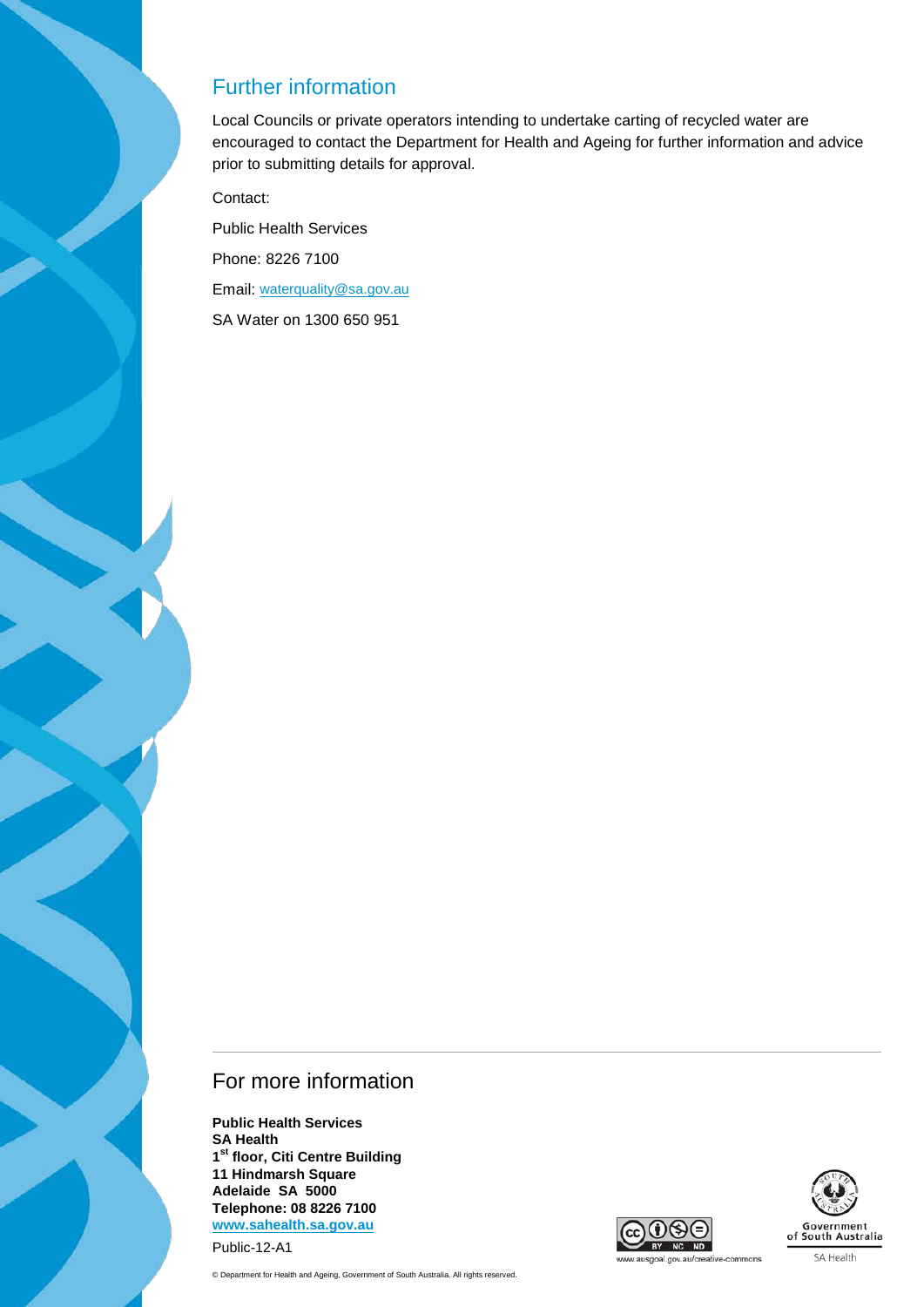## Further information

Local Councils or private operators intending to undertake carting of recycled water are encouraged to contact the Department for Health and Ageing for further information and advice prior to submitting details for approval.

Contact:

Public Health Services

Phone: 8226 7100

Email: waterquality@sa.gov.au

SA Water on 1300 650 951

## For more information

**Public Health Services**
**SA Health**
**1st floor, Citi Centre Building**
**11 Hindmarsh Square**
**Adelaide SA 5000**
**Telephone: 08 8226 7100**
**www.sahealth.sa.gov.au**

Public-12-A1

www.ausgoal.gov.au/creative-commons

Government of South Australia

SA Health

© Department for Health and Ageing, Government of South Australia. All rights reserved.